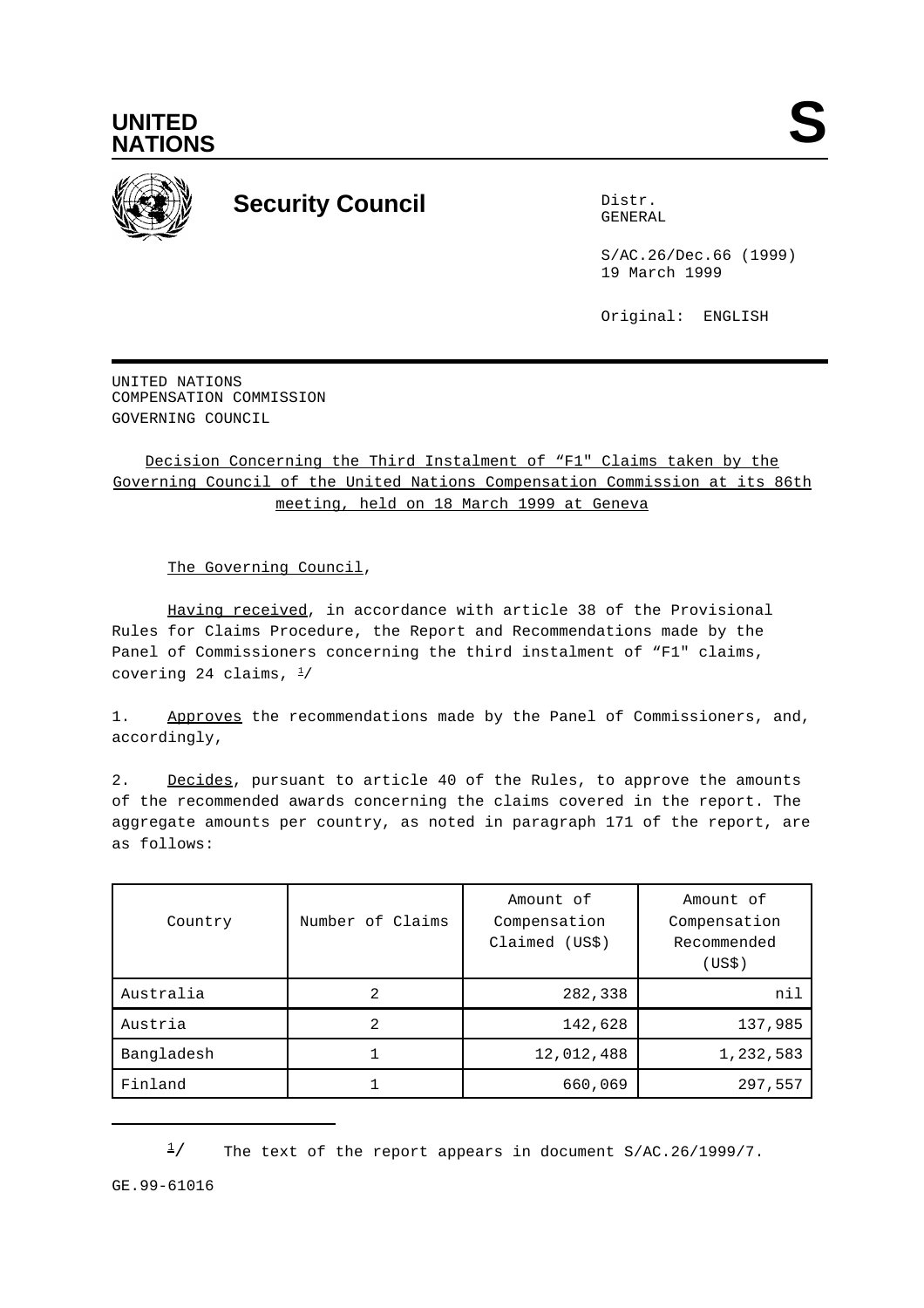UNITED NATIONS

S

# Security Council

Distr.
GENERAL

S/AC.26/Dec.66 (1999)
19 March 1999

Original: ENGLISH

UNITED NATIONS
COMPENSATION COMMISSION
GOVERNING COUNCIL

Decision Concerning the Third Instalment of “F1" Claims taken by the Governing Council of the United Nations Compensation Commission at its 86th meeting, held on 18 March 1999 at Geneva

The Governing Council,

Having received, in accordance with article 38 of the Provisional Rules for Claims Procedure, the Report and Recommendations made by the Panel of Commissioners concerning the third instalment of “F1" claims, covering 24 claims, [1]/

1. Approves the recommendations made by the Panel of Commissioners, and, accordingly,

2. Decides, pursuant to article 40 of the Rules, to approve the amounts of the recommended awards concerning the claims covered in the report. The aggregate amounts per country, as noted in paragraph 171 of the report, are as follows:

| Country | Number of Claims | Amount of Compensation Claimed (US$) | Amount of Compensation Recommended (US$) |
|---|---|---|---|
| Australia | 2 | 282,338 | nil |
| Austria | 2 | 142,628 | 137,985 |
| Bangladesh | 1 | 12,012,488 | 1,232,583 |
| Finland | 1 | 660,069 | 297,557 |

[1]/ The text of the report appears in document S/AC.26/1999/7.

GE.99-61016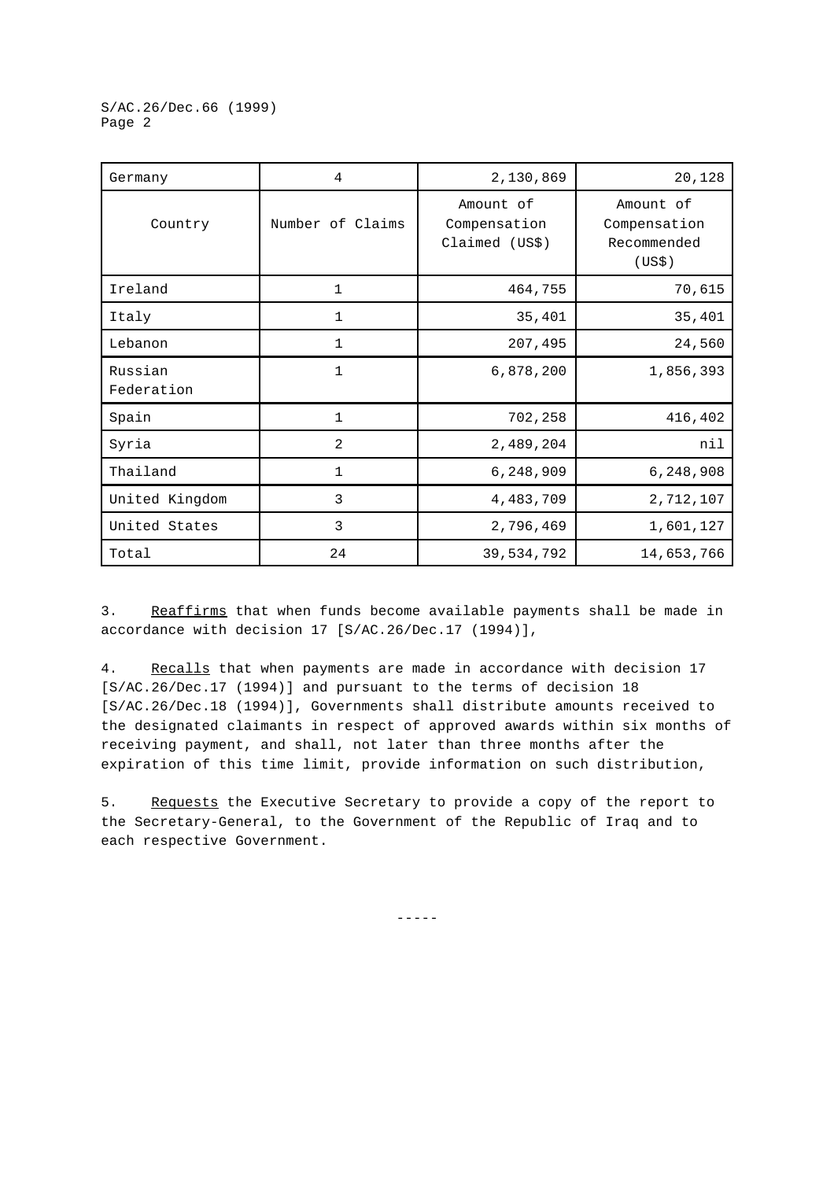| Germany | 4 | 2,130,869 | 20,128 |
|---|---|---|---|
| Country | Number of Claims | Amount of Compensation Claimed (US$) | Amount of Compensation Recommended (US$) |
| Ireland | 1 | 464,755 | 70,615 |
| Italy | 1 | 35,401 | 35,401 |
| Lebanon | 1 | 207,495 | 24,560 |
| Russian Federation | 1 | 6,878,200 | 1,856,393 |
| Spain | 1 | 702,258 | 416,402 |
| Syria | 2 | 2,489,204 | nil |
| Thailand | 1 | 6,248,909 | 6,248,908 |
| United Kingdom | 3 | 4,483,709 | 2,712,107 |
| United States | 3 | 2,796,469 | 1,601,127 |
| Total | 24 | 39,534,792 | 14,653,766 |

3. Reaffirms that when funds become available payments shall be made in accordance with decision 17 [S/AC.26/Dec.17 (1994)],

4. Recalls that when payments are made in accordance with decision 17 [S/AC.26/Dec.17 (1994)] and pursuant to the terms of decision 18 [S/AC.26/Dec.18 (1994)], Governments shall distribute amounts received to the designated claimants in respect of approved awards within six months of receiving payment, and shall, not later than three months after the expiration of this time limit, provide information on such distribution,

5. Requests the Executive Secretary to provide a copy of the report to the Secretary-General, to the Government of the Republic of Iraq and to each respective Government.

-----